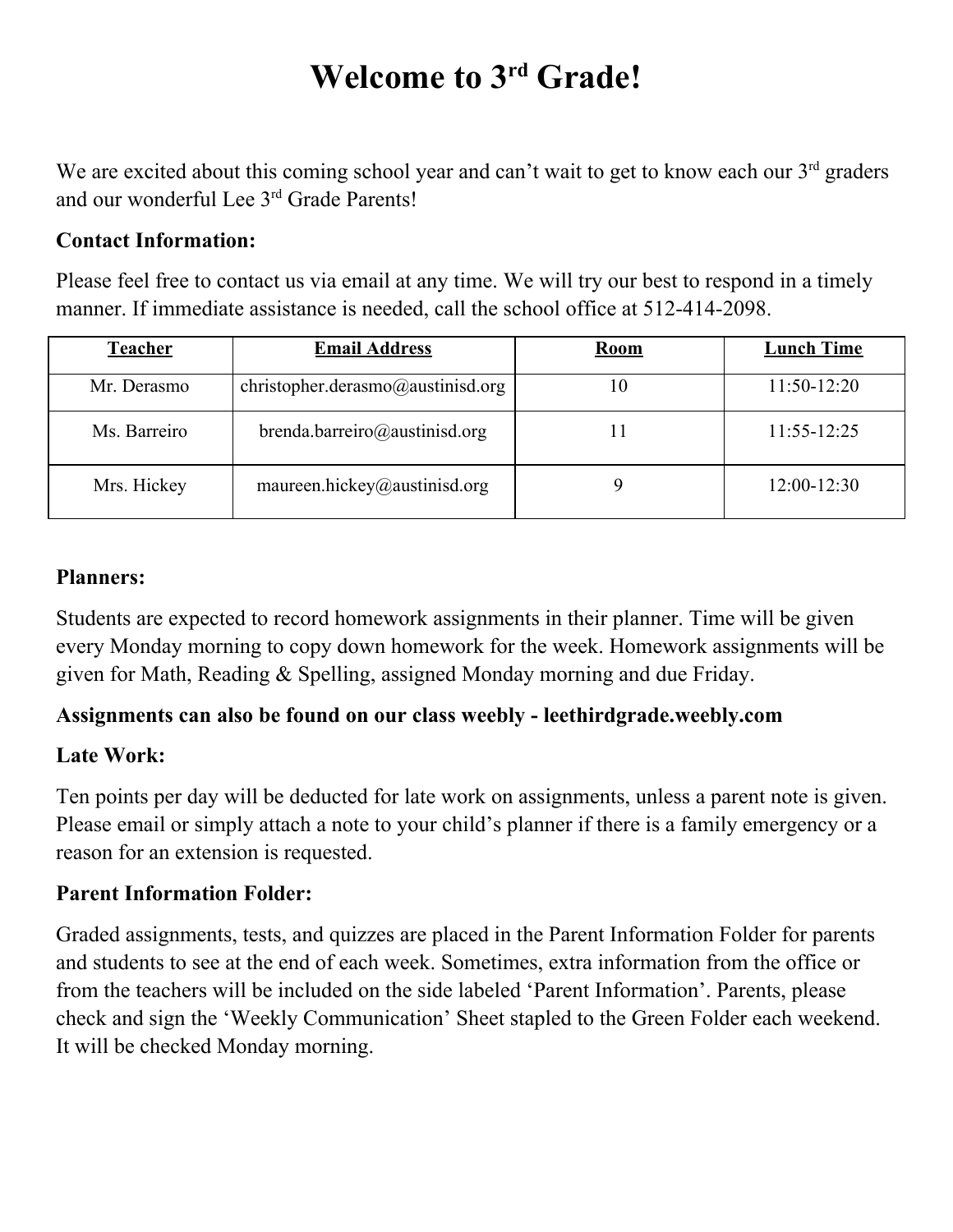# Welcome to 3rd Grade!

We are excited about this coming school year and can't wait to get to know each our 3rd graders and our wonderful Lee 3rd Grade Parents!

**Contact Information:**

Please feel free to contact us via email at any time. We will try our best to respond in a timely manner. If immediate assistance is needed, call the school office at 512-414-2098.

| Teacher | Email Address | Room | Lunch Time |
|---|---|---|---|
| Mr. Derasmo | christopher.derasmo@austinisd.org | 10 | 11:50-12:20 |
| Ms. Barreiro | brenda.barreiro@austinisd.org | 11 | 11:55-12:25 |
| Mrs. Hickey | maureen.hickey@austinisd.org | 9 | 12:00-12:30 |

**Planners:**

Students are expected to record homework assignments in their planner. Time will be given every Monday morning to copy down homework for the week. Homework assignments will be given for Math, Reading & Spelling, assigned Monday morning and due Friday.

**Assignments can also be found on our class weebly - leethirdgrade.weebly.com**

**Late Work:**

Ten points per day will be deducted for late work on assignments, unless a parent note is given. Please email or simply attach a note to your child's planner if there is a family emergency or a reason for an extension is requested.

**Parent Information Folder:**

Graded assignments, tests, and quizzes are placed in the Parent Information Folder for parents and students to see at the end of each week. Sometimes, extra information from the office or from the teachers will be included on the side labeled 'Parent Information'. Parents, please check and sign the 'Weekly Communication' Sheet stapled to the Green Folder each weekend. It will be checked Monday morning.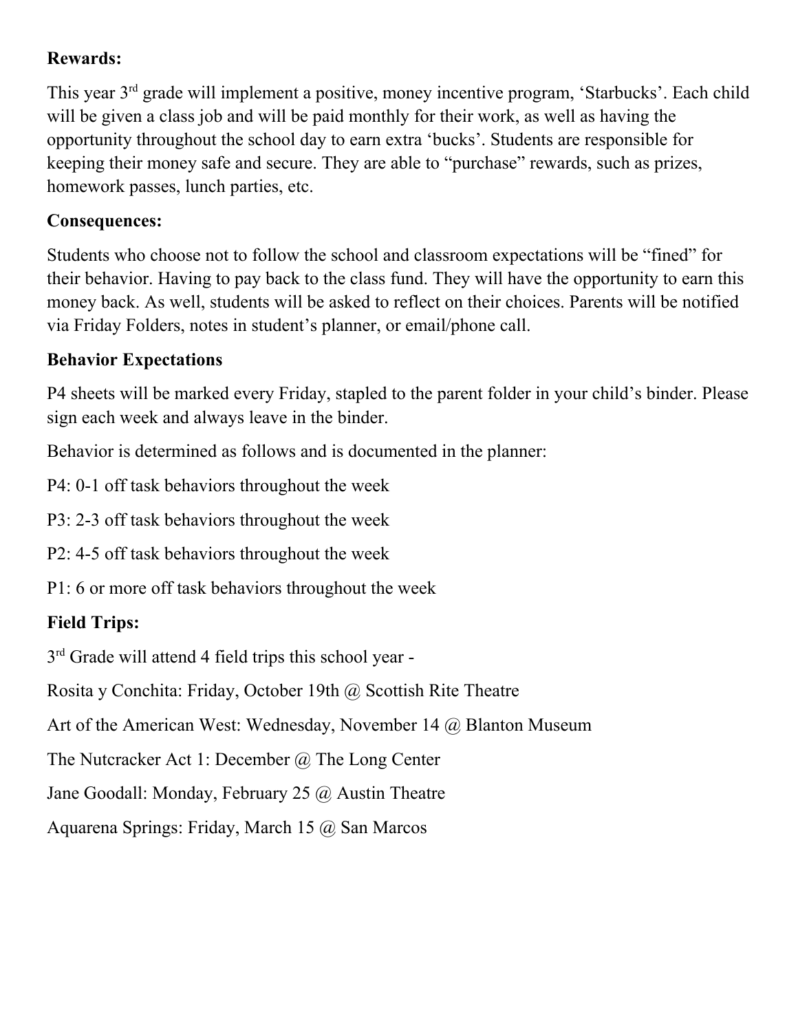**Rewards:**

This year 3rd grade will implement a positive, money incentive program, 'Starbucks'. Each child will be given a class job and will be paid monthly for their work, as well as having the opportunity throughout the school day to earn extra 'bucks'. Students are responsible for keeping their money safe and secure. They are able to "purchase" rewards, such as prizes, homework passes, lunch parties, etc.

**Consequences:**

Students who choose not to follow the school and classroom expectations will be "fined" for their behavior. Having to pay back to the class fund. They will have the opportunity to earn this money back. As well, students will be asked to reflect on their choices. Parents will be notified via Friday Folders, notes in student's planner, or email/phone call.

**Behavior Expectations**

P4 sheets will be marked every Friday, stapled to the parent folder in your child's binder. Please sign each week and always leave in the binder.

Behavior is determined as follows and is documented in the planner:

P4: 0-1 off task behaviors throughout the week

P3: 2-3 off task behaviors throughout the week

P2: 4-5 off task behaviors throughout the week

P1: 6 or more off task behaviors throughout the week

**Field Trips:**

3rd Grade will attend 4 field trips this school year -

Rosita y Conchita: Friday, October 19th @ Scottish Rite Theatre

Art of the American West: Wednesday, November 14 @ Blanton Museum

The Nutcracker Act 1: December @ The Long Center

Jane Goodall: Monday, February 25 @ Austin Theatre

Aquarena Springs: Friday, March 15 @ San Marcos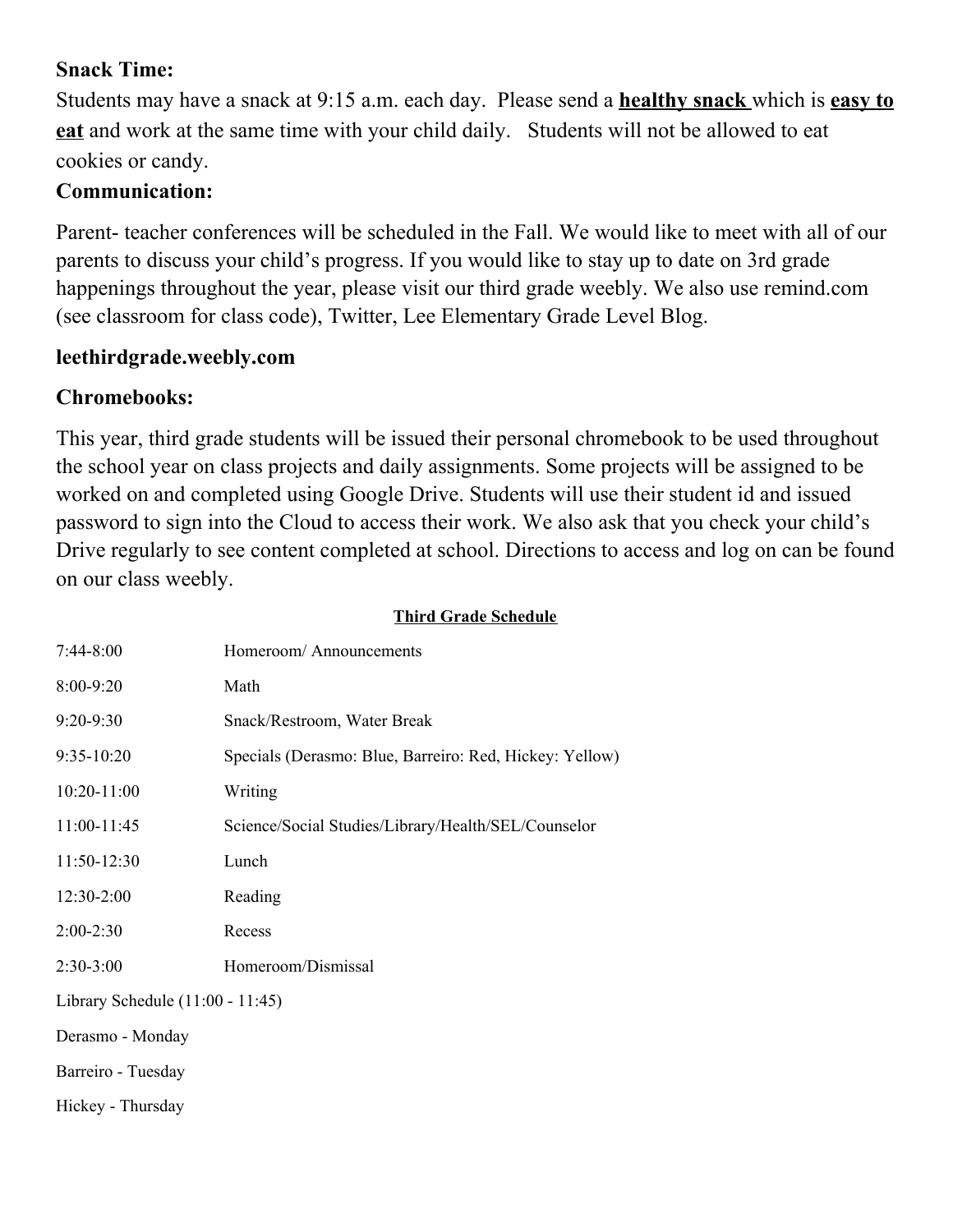**Snack Time:**

Students may have a snack at 9:15 a.m. each day. Please send a **healthy snack** which is **easy to eat** and work at the same time with your child daily. Students will not be allowed to eat cookies or candy.

**Communication:**

Parent- teacher conferences will be scheduled in the Fall. We would like to meet with all of our parents to discuss your child's progress. If you would like to stay up to date on 3rd grade happenings throughout the year, please visit our third grade weebly. We also use remind.com (see classroom for class code), Twitter, Lee Elementary Grade Level Blog.

**leethirdgrade.weebly.com**

**Chromebooks:**

This year, third grade students will be issued their personal chromebook to be used throughout the school year on class projects and daily assignments. Some projects will be assigned to be worked on and completed using Google Drive. Students will use their student id and issued password to sign into the Cloud to access their work. We also ask that you check your child's Drive regularly to see content completed at school. Directions to access and log on can be found on our class weebly.

**Third Grade Schedule**

| | |
|---|---|
| 7:44-8:00 | Homeroom/ Announcements |
| 8:00-9:20 | Math |
| 9:20-9:30 | Snack/Restroom, Water Break |
| 9:35-10:20 | Specials (Derasmo: Blue, Barreiro: Red, Hickey: Yellow) |
| 10:20-11:00 | Writing |
| 11:00-11:45 | Science/Social Studies/Library/Health/SEL/Counselor |
| 11:50-12:30 | Lunch |
| 12:30-2:00 | Reading |
| 2:00-2:30 | Recess |
| 2:30-3:00 | Homeroom/Dismissal |

Library Schedule (11:00 - 11:45)

Derasmo - Monday

Barreiro - Tuesday

Hickey - Thursday